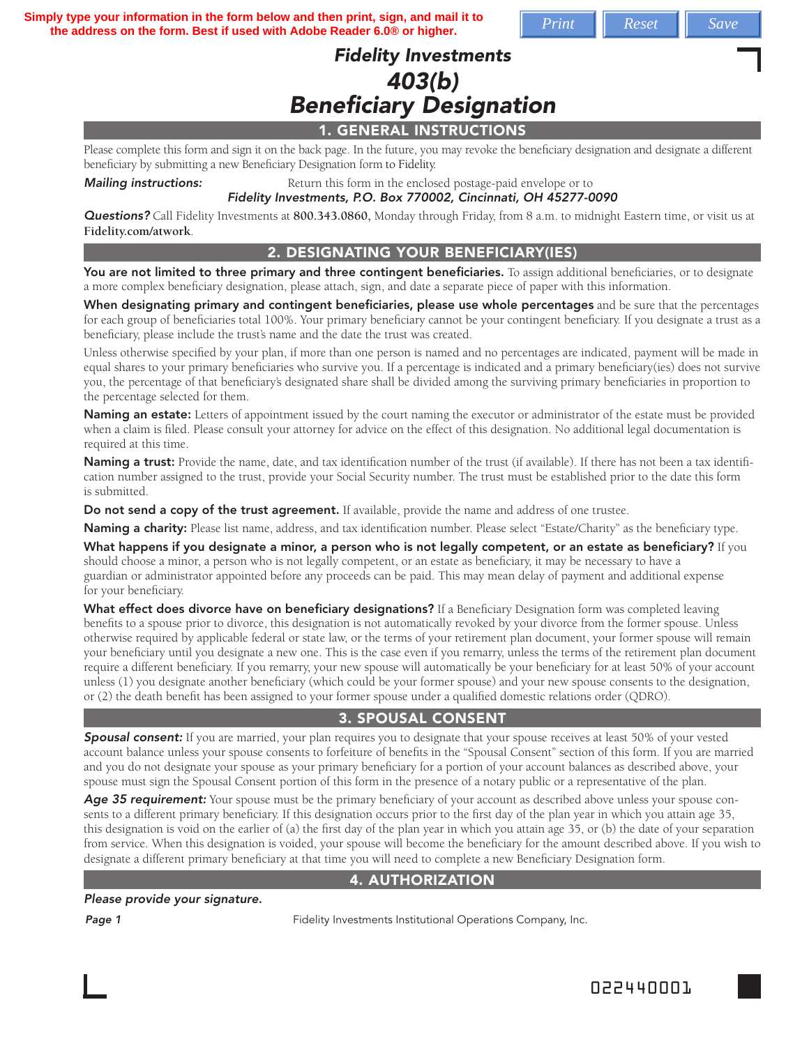Simply type your information in the form below and then print, sign, and mail it to the address on the form. Best if used with Adobe Reader 6.0® or higher.

# Fidelity Investments
# 403(b)
# Beneficiary Designation

## 1. GENERAL INSTRUCTIONS

Please complete this form and sign it on the back page. In the future, you may revoke the beneficiary designation and designate a different beneficiary by submitting a new Beneficiary Designation form to Fidelity.

***Mailing instructions:*** Return this form in the enclosed postage-paid envelope or to
***Fidelity Investments, P.O. Box 770002, Cincinnati, OH 45277-0090***

***Questions?*** Call Fidelity Investments at **800.343.0860**, Monday through Friday, from 8 a.m. to midnight Eastern time, or visit us at **Fidelity.com/atwork**.

## 2. DESIGNATING YOUR BENEFICIARY(IES)

**You are not limited to three primary and three contingent beneficiaries.** To assign additional beneficiaries, or to designate a more complex beneficiary designation, please attach, sign, and date a separate piece of paper with this information.

**When designating primary and contingent beneficiaries, please use whole percentages** and be sure that the percentages for each group of beneficiaries total 100%. Your primary beneficiary cannot be your contingent beneficiary. If you designate a trust as a beneficiary, please include the trust's name and the date the trust was created.

Unless otherwise specified by your plan, if more than one person is named and no percentages are indicated, payment will be made in equal shares to your primary beneficiaries who survive you. If a percentage is indicated and a primary beneficiary(ies) does not survive you, the percentage of that beneficiary's designated share shall be divided among the surviving primary beneficiaries in proportion to the percentage selected for them.

**Naming an estate:** Letters of appointment issued by the court naming the executor or administrator of the estate must be provided when a claim is filed. Please consult your attorney for advice on the effect of this designation. No additional legal documentation is required at this time.

**Naming a trust:** Provide the name, date, and tax identification number of the trust (if available). If there has not been a tax identification number assigned to the trust, provide your Social Security number. The trust must be established prior to the date this form is submitted.

**Do not send a copy of the trust agreement.** If available, provide the name and address of one trustee.

**Naming a charity:** Please list name, address, and tax identification number. Please select "Estate/Charity" as the beneficiary type.

**What happens if you designate a minor, a person who is not legally competent, or an estate as beneficiary?** If you should choose a minor, a person who is not legally competent, or an estate as beneficiary, it may be necessary to have a guardian or administrator appointed before any proceeds can be paid. This may mean delay of payment and additional expense for your beneficiary.

**What effect does divorce have on beneficiary designations?** If a Beneficiary Designation form was completed leaving benefits to a spouse prior to divorce, this designation is not automatically revoked by your divorce from the former spouse. Unless otherwise required by applicable federal or state law, or the terms of your retirement plan document, your former spouse will remain your beneficiary until you designate a new one. This is the case even if you remarry, unless the terms of the retirement plan document require a different beneficiary. If you remarry, your new spouse will automatically be your beneficiary for at least 50% of your account unless (1) you designate another beneficiary (which could be your former spouse) and your new spouse consents to the designation, or (2) the death benefit has been assigned to your former spouse under a qualified domestic relations order (QDRO).

## 3. SPOUSAL CONSENT

***Spousal consent:*** If you are married, your plan requires you to designate that your spouse receives at least 50% of your vested account balance unless your spouse consents to forfeiture of benefits in the "Spousal Consent" section of this form. If you are married and you do not designate your spouse as your primary beneficiary for a portion of your account balances as described above, your spouse must sign the Spousal Consent portion of this form in the presence of a notary public or a representative of the plan.

***Age 35 requirement:*** Your spouse must be the primary beneficiary of your account as described above unless your spouse consents to a different primary beneficiary. If this designation occurs prior to the first day of the plan year in which you attain age 35, this designation is void on the earlier of (a) the first day of the plan year in which you attain age 35, or (b) the date of your separation from service. When this designation is voided, your spouse will become the beneficiary for the amount described above. If you wish to designate a different primary beneficiary at that time you will need to complete a new Beneficiary Designation form.

## 4. AUTHORIZATION

***Please provide your signature.***

Fidelity Investments Institutional Operations Company, Inc.

022440001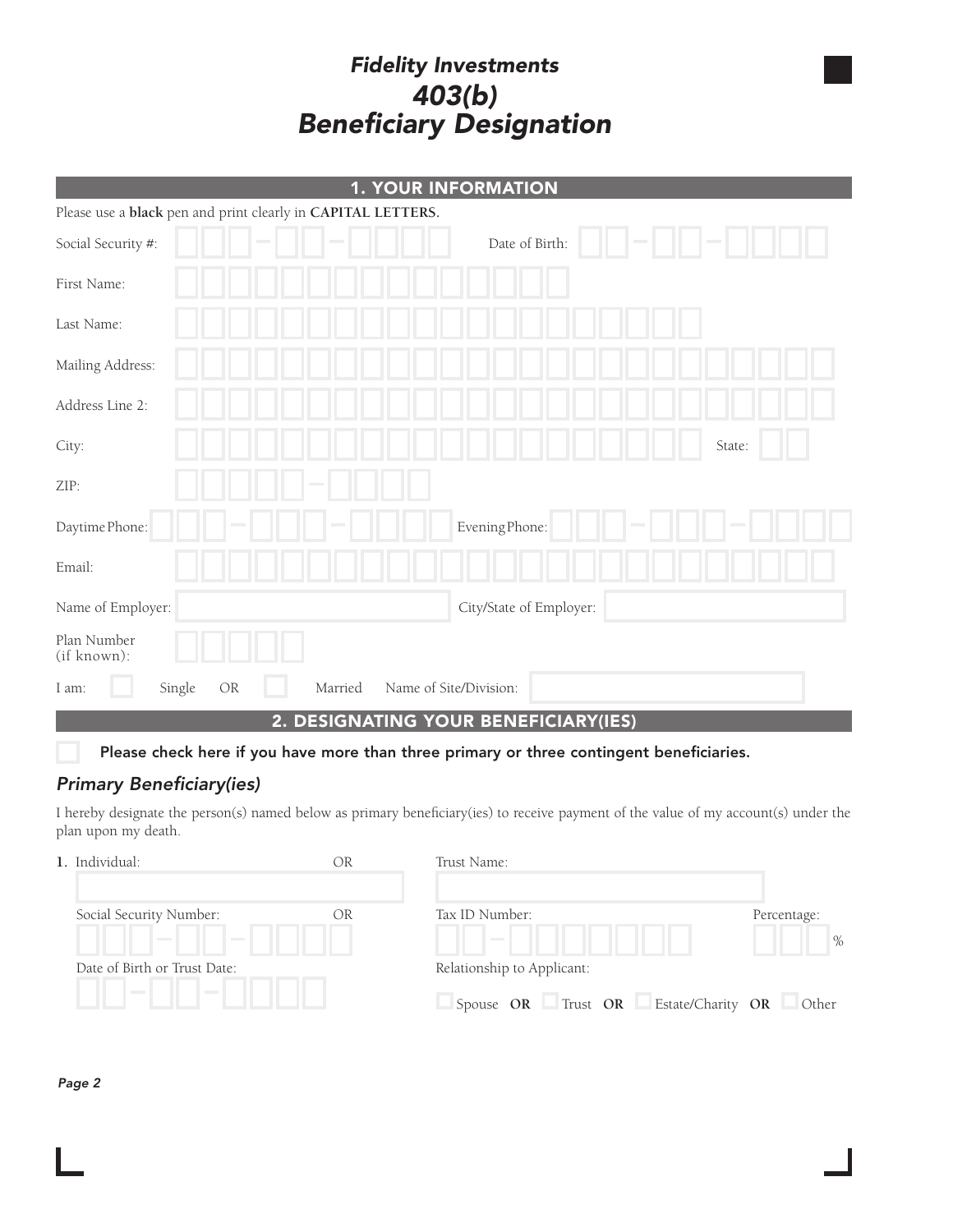# *Fidelity Investments*
# *403(b)*
# *Beneficiary Designation*

## 1. YOUR INFORMATION

Please use a **black** pen and print clearly in **CAPITAL LETTERS.**

Social Security #: ___-__-____ Date of Birth: __-__-____

First Name:

Last Name:

Mailing Address:

Address Line 2:

City: State:

ZIP: _____-____

Daytime Phone: ___-___-____ Evening Phone: ___-___-____

Email:

Name of Employer: City/State of Employer:

Plan Number (if known):

I am: ☐ Single OR ☐ Married Name of Site/Division:

## 2. DESIGNATING YOUR BENEFICIARY(IES)

☐ **Please check here if you have more than three primary or three contingent beneficiaries.**

### *Primary Beneficiary(ies)*

I hereby designate the person(s) named below as primary beneficiary(ies) to receive payment of the value of my account(s) under the plan upon my death.

**1.** Individual: OR Trust Name:

Social Security Number: ___-__-____ OR Tax ID Number: __-_______ Percentage: ___ %

Date of Birth or Trust Date: __-__-____

Relationship to Applicant: ☐ Spouse **OR** ☐ Trust **OR** ☐ Estate/Charity **OR** ☐ Other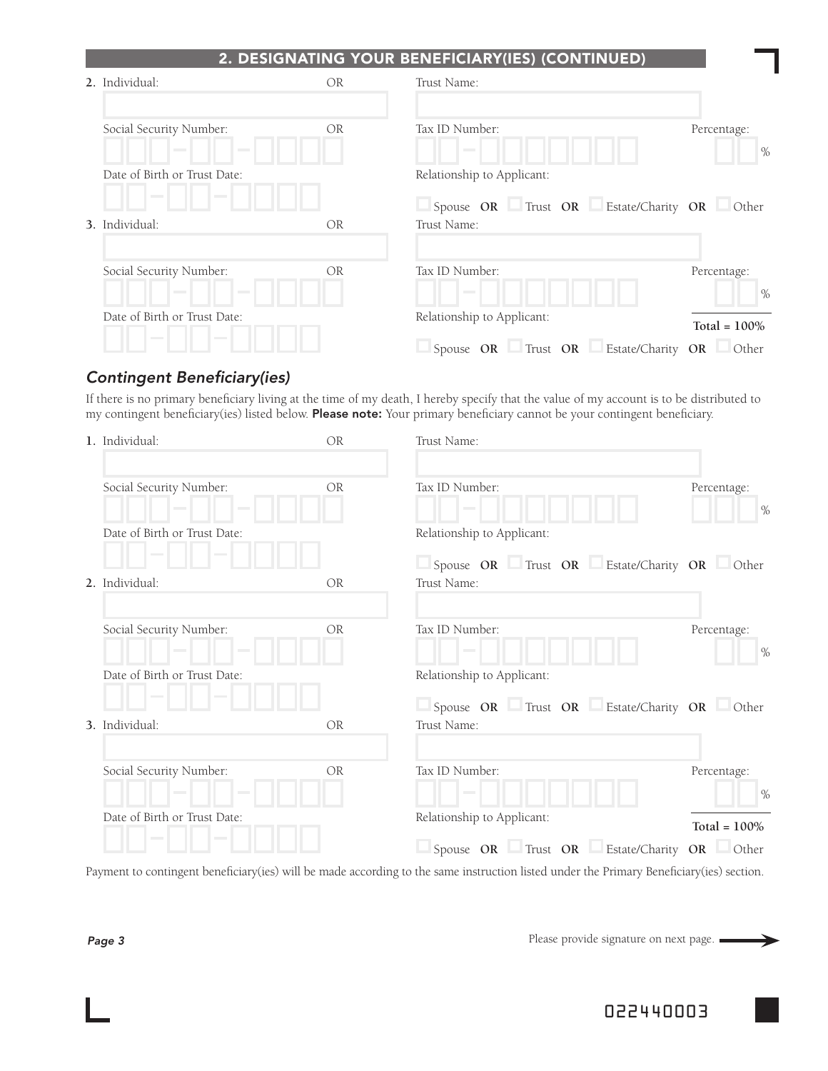## 2. DESIGNATING YOUR BENEFICIARY(IES) (CONTINUED)

**2.** Individual: OR Trust Name:

Social Security Number: OR Tax ID Number: Percentage: %

Date of Birth or Trust Date: Relationship to Applicant:

☐ Spouse **OR** ☐ Trust **OR** ☐ Estate/Charity **OR** ☐ Other

**3.** Individual: OR Trust Name:

Social Security Number: OR Tax ID Number: Percentage: %

Date of Birth or Trust Date: Relationship to Applicant:

**Total = 100%**

☐ Spouse **OR** ☐ Trust **OR** ☐ Estate/Charity **OR** ☐ Other

### *Contingent Beneficiary(ies)*

If there is no primary beneficiary living at the time of my death, I hereby specify that the value of my account is to be distributed to my contingent beneficiary(ies) listed below. **Please note:** Your primary beneficiary cannot be your contingent beneficiary.

**1.** Individual: OR Trust Name:

Social Security Number: OR Tax ID Number: Percentage: %

Date of Birth or Trust Date: Relationship to Applicant:

☐ Spouse **OR** ☐ Trust **OR** ☐ Estate/Charity **OR** ☐ Other

**2.** Individual: OR Trust Name:

Social Security Number: OR Tax ID Number: Percentage: %

Date of Birth or Trust Date: Relationship to Applicant:

☐ Spouse **OR** ☐ Trust **OR** ☐ Estate/Charity **OR** ☐ Other

**3.** Individual: OR Trust Name:

Social Security Number: OR Tax ID Number: Percentage: %

Date of Birth or Trust Date: Relationship to Applicant:

**Total = 100%**

☐ Spouse **OR** ☐ Trust **OR** ☐ Estate/Charity **OR** ☐ Other

Payment to contingent beneficiary(ies) will be made according to the same instruction listed under the Primary Beneficiary(ies) section.

Please provide signature on next page. →

022440003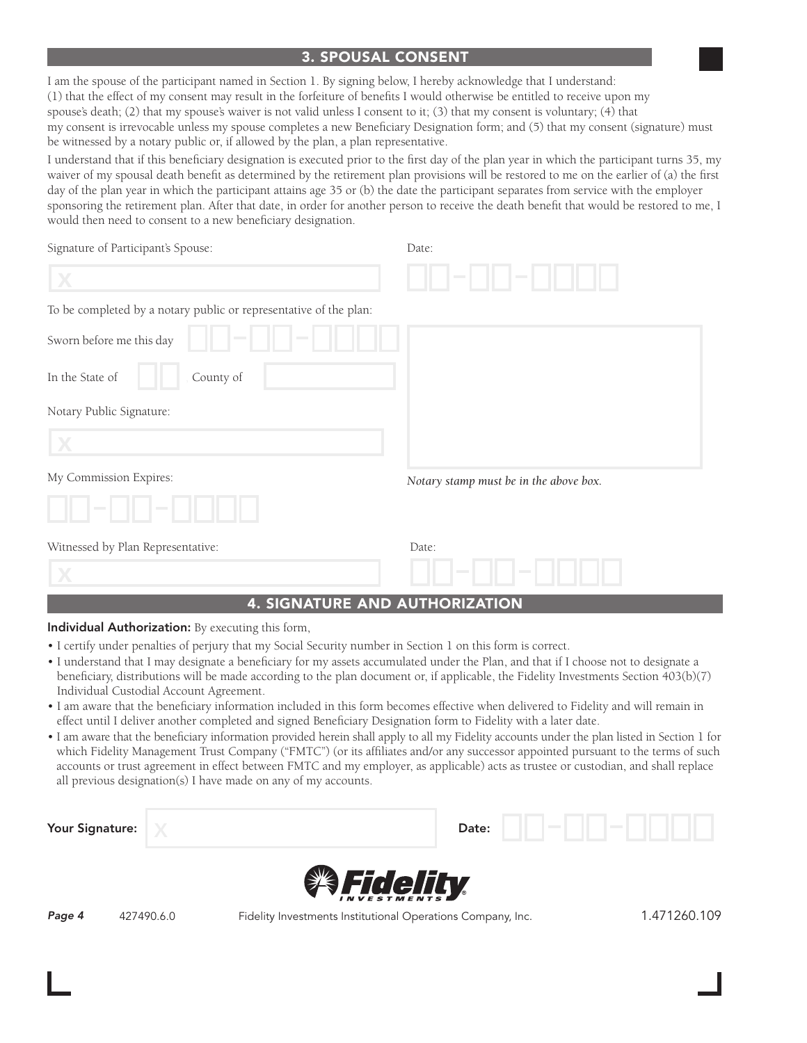## 3. SPOUSAL CONSENT

I am the spouse of the participant named in Section 1. By signing below, I hereby acknowledge that I understand: (1) that the effect of my consent may result in the forfeiture of benefits I would otherwise be entitled to receive upon my spouse's death; (2) that my spouse's waiver is not valid unless I consent to it; (3) that my consent is voluntary; (4) that my consent is irrevocable unless my spouse completes a new Beneficiary Designation form; and (5) that my consent (signature) must be witnessed by a notary public or, if allowed by the plan, a plan representative.

I understand that if this beneficiary designation is executed prior to the first day of the plan year in which the participant turns 35, my waiver of my spousal death benefit as determined by the retirement plan provisions will be restored to me on the earlier of (a) the first day of the plan year in which the participant attains age 35 or (b) the date the participant separates from service with the employer sponsoring the retirement plan. After that date, in order for another person to receive the death benefit that would be restored to me, I would then need to consent to a new beneficiary designation.

Signature of Participant's Spouse: X

Date: __-__-____

To be completed by a notary public or representative of the plan:

Sworn before me this day __-__-____

In the State of __ County of ____

Notary Public Signature: X

My Commission Expires: __-__-____

*Notary stamp must be in the above box.*

Witnessed by Plan Representative: X

Date: __-__-____

## 4. SIGNATURE AND AUTHORIZATION

**Individual Authorization:** By executing this form,

- I certify under penalties of perjury that my Social Security number in Section 1 on this form is correct.
- I understand that I may designate a beneficiary for my assets accumulated under the Plan, and that if I choose not to designate a beneficiary, distributions will be made according to the plan document or, if applicable, the Fidelity Investments Section 403(b)(7) Individual Custodial Account Agreement.
- I am aware that the beneficiary information included in this form becomes effective when delivered to Fidelity and will remain in effect until I deliver another completed and signed Beneficiary Designation form to Fidelity with a later date.
- I am aware that the beneficiary information provided herein shall apply to all my Fidelity accounts under the plan listed in Section 1 for which Fidelity Management Trust Company ("FMTC") (or its affiliates and/or any successor appointed pursuant to the terms of such accounts or trust agreement in effect between FMTC and my employer, as applicable) acts as trustee or custodian, and shall replace all previous designation(s) I have made on any of my accounts.

**Your Signature:** X

**Date:** __-__-____

Fidelity INVESTMENTS

427490.6.0 Fidelity Investments Institutional Operations Company, Inc. 1.471260.109